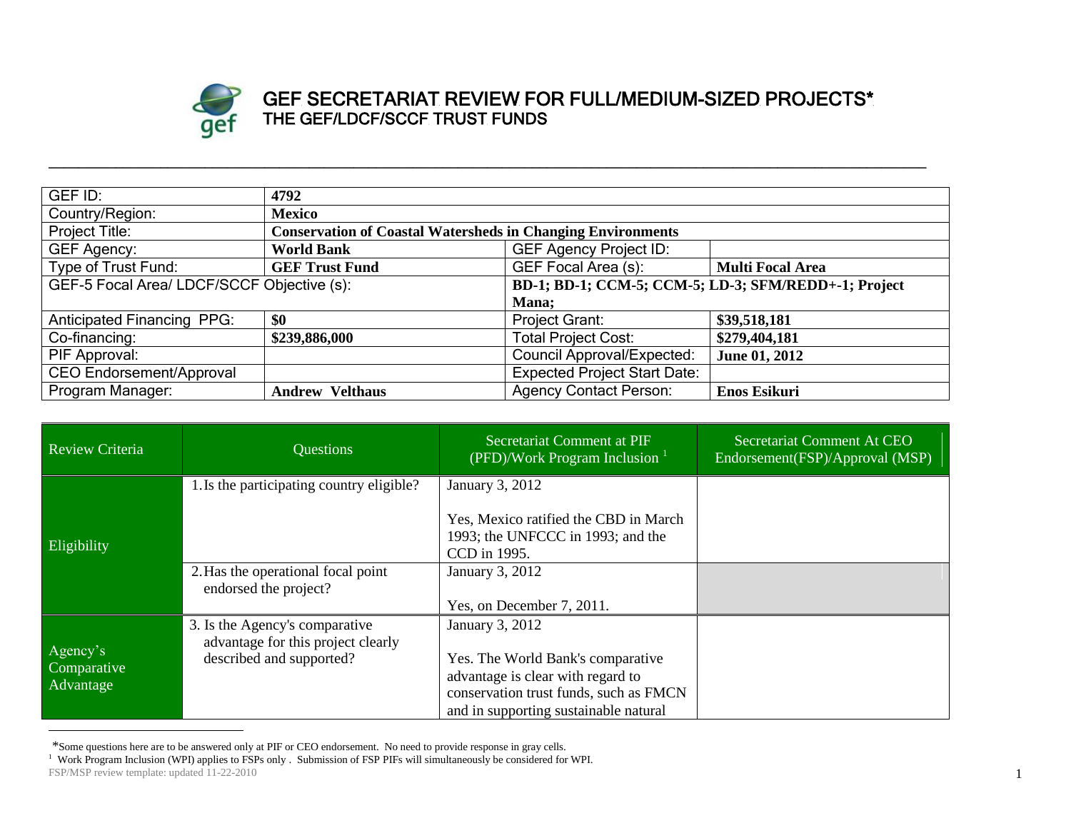# GEF SECRETARIAT REVIEW FOR FULL/MEDIUM-SIZED PROJECTS*
## THE GEF/LDCF/SCCF TRUST FUNDS

| GEF ID: | 4792 | | |
|---|---|---|---|
| Country/Region: | Mexico | | |
| Project Title: | Conservation of Coastal Watersheds in Changing Environments | | |
| GEF Agency: | World Bank | GEF Agency Project ID: | |
| Type of Trust Fund: | GEF Trust Fund | GEF Focal Area (s): | Multi Focal Area |
| GEF-5 Focal Area/ LDCF/SCCF Objective (s): | | BD-1; BD-1; CCM-5; CCM-5; LD-3; SFM/REDD+-1; Project Mana; | |
| Anticipated Financing PPG: | $0 | Project Grant: | $39,518,181 |
| Co-financing: | $239,886,000 | Total Project Cost: | $279,404,181 |
| PIF Approval: | | Council Approval/Expected: | June 01, 2012 |
| CEO Endorsement/Approval | | Expected Project Start Date: | |
| Program Manager: | Andrew Velthaus | Agency Contact Person: | Enos Esikuri |

| Review Criteria | Questions | Secretariat Comment at PIF (PFD)/Work Program Inclusion [1] | Secretariat Comment At CEO Endorsement(FSP)/Approval (MSP) |
|---|---|---|---|
| Eligibility | 1. Is the participating country eligible? | January 3, 2012<br><br>Yes, Mexico ratified the CBD in March 1993; the UNFCCC in 1993; and the CCD in 1995. | |
| | 2. Has the operational focal point endorsed the project? | January 3, 2012<br><br>Yes, on December 7, 2011. | |
| Agency's Comparative Advantage | 3. Is the Agency's comparative advantage for this project clearly described and supported? | January 3, 2012<br><br>Yes. The World Bank's comparative advantage is clear with regard to conservation trust funds, such as FMCN and in supporting sustainable natural | |

*Some questions here are to be answered only at PIF or CEO endorsement. No need to provide response in gray cells.

[1] Work Program Inclusion (WPI) applies to FSPs only . Submission of FSP PIFs will simultaneously be considered for WPI.

FSP/MSP review template: updated 11-22-2010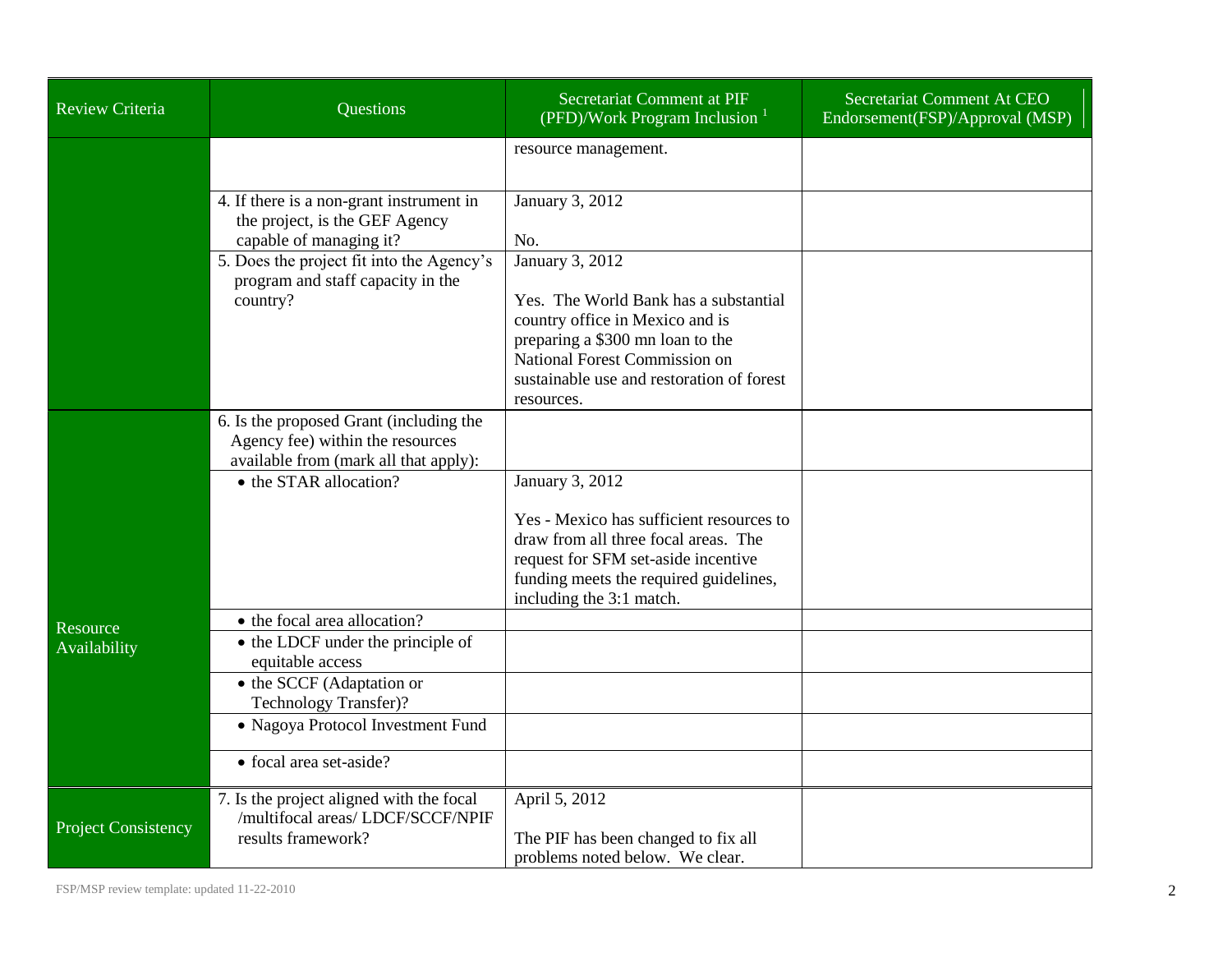| Review Criteria | Questions | Secretariat Comment at PIF (PFD)/Work Program Inclusion [1] | Secretariat Comment At CEO Endorsement(FSP)/Approval (MSP) |
|---|---|---|---|
| | | resource management. | |
| | 4. If there is a non-grant instrument in the project, is the GEF Agency capable of managing it? | January 3, 2012<br><br>No. | |
| | 5. Does the project fit into the Agency's program and staff capacity in the country? | January 3, 2012<br><br>Yes. The World Bank has a substantial country office in Mexico and is preparing a $300 mn loan to the National Forest Commission on sustainable use and restoration of forest resources. | |
| Resource Availability | 6. Is the proposed Grant (including the Agency fee) within the resources available from (mark all that apply): | | |
| | • the STAR allocation? | January 3, 2012<br><br>Yes - Mexico has sufficient resources to draw from all three focal areas. The request for SFM set-aside incentive funding meets the required guidelines, including the 3:1 match. | |
| | • the focal area allocation? | | |
| | • the LDCF under the principle of equitable access | | |
| | • the SCCF (Adaptation or Technology Transfer)? | | |
| | • Nagoya Protocol Investment Fund | | |
| | • focal area set-aside? | | |
| Project Consistency | 7. Is the project aligned with the focal /multifocal areas/ LDCF/SCCF/NPIF results framework? | April 5, 2012<br><br>The PIF has been changed to fix all problems noted below. We clear. | |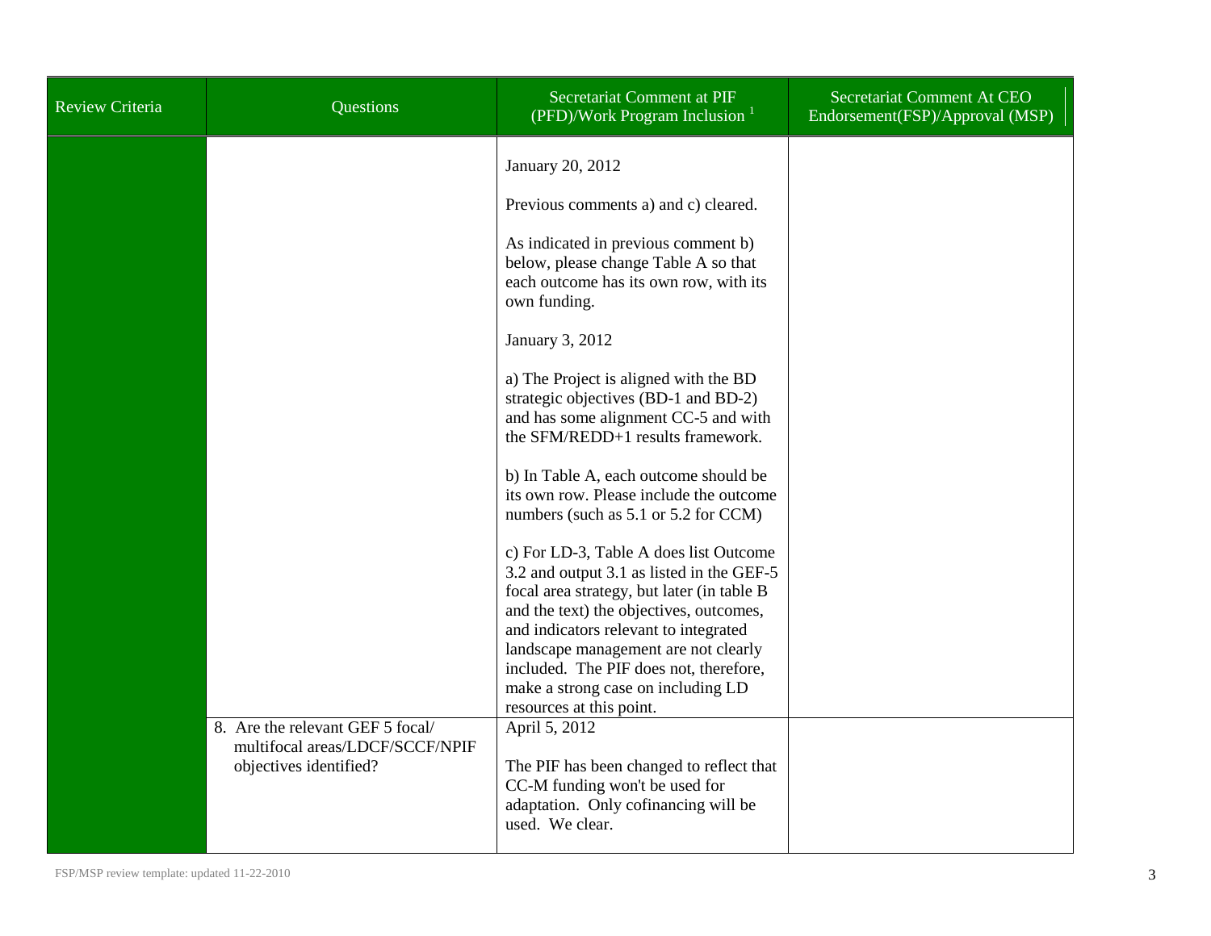| Review Criteria | Questions | Secretariat Comment at PIF (PFD)/Work Program Inclusion [1] | Secretariat Comment At CEO Endorsement(FSP)/Approval (MSP) |
| --- | --- | --- | --- |
| | | January 20, 2012<br><br>Previous comments a) and c) cleared.<br><br>As indicated in previous comment b) below, please change Table A so that each outcome has its own row, with its own funding.<br><br>January 3, 2012<br><br>a) The Project is aligned with the BD strategic objectives (BD-1 and BD-2) and has some alignment CC-5 and with the SFM/REDD+1 results framework.<br><br>b) In Table A, each outcome should be its own row. Please include the outcome numbers (such as 5.1 or 5.2 for CCM)<br><br>c) For LD-3, Table A does list Outcome 3.2 and output 3.1 as listed in the GEF-5 focal area strategy, but later (in table B and the text) the objectives, outcomes, and indicators relevant to integrated landscape management are not clearly included. The PIF does not, therefore, make a strong case on including LD resources at this point. | |
| | 8. Are the relevant GEF 5 focal/ multifocal areas/LDCF/SCCF/NPIF objectives identified? | April 5, 2012<br><br>The PIF has been changed to reflect that CC-M funding won't be used for adaptation. Only cofinancing will be used. We clear. | |

FSP/MSP review template: updated 11-22-2010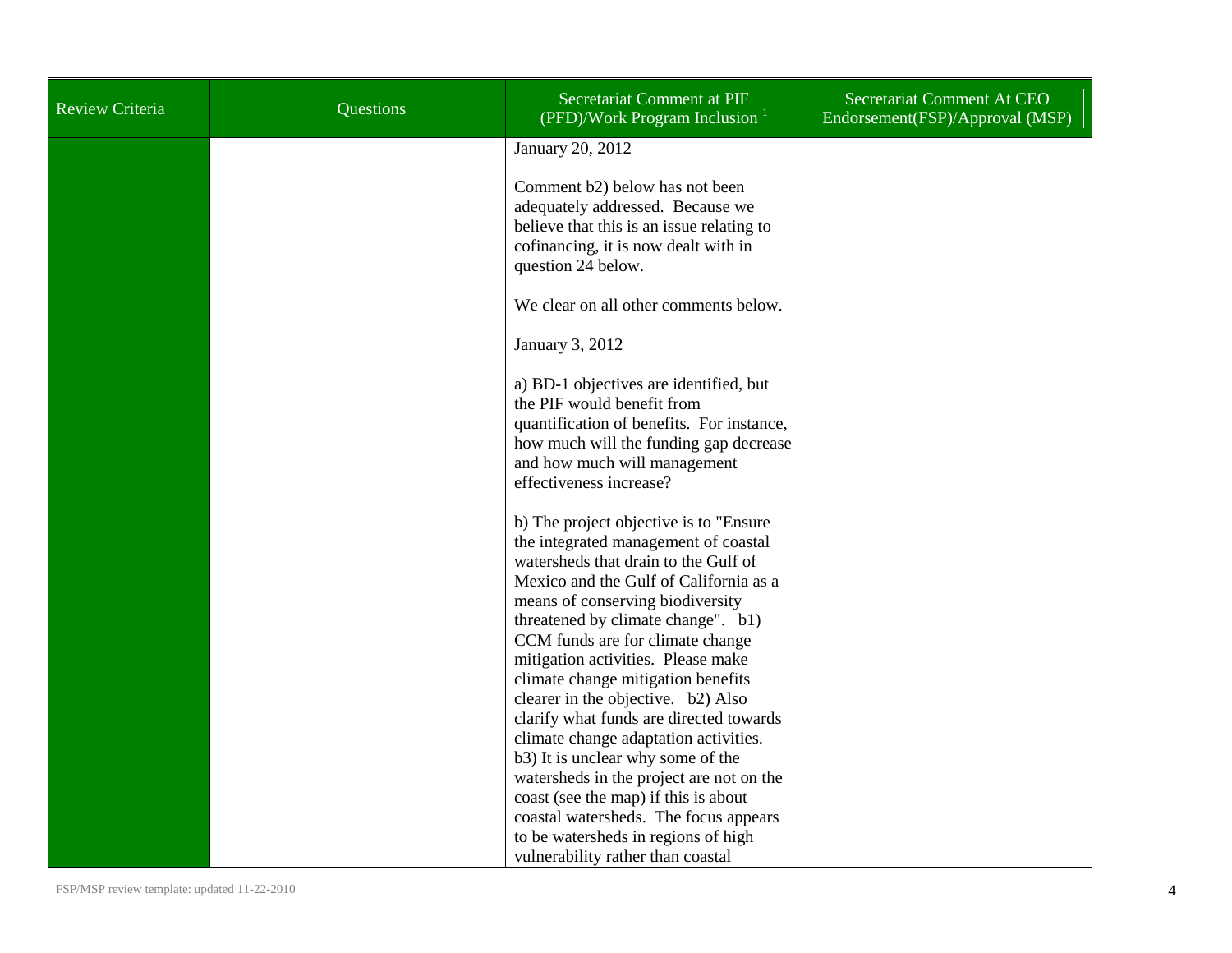| Review Criteria | Questions | Secretariat Comment at PIF (PFD)/Work Program Inclusion [1] | Secretariat Comment At CEO Endorsement(FSP)/Approval (MSP) |
|---|---|---|---|
| | | January 20, 2012<br><br>Comment b2) below has not been adequately addressed. Because we believe that this is an issue relating to cofinancing, it is now dealt with in question 24 below.<br><br>We clear on all other comments below.<br><br>January 3, 2012<br><br>a) BD-1 objectives are identified, but the PIF would benefit from quantification of benefits. For instance, how much will the funding gap decrease and how much will management effectiveness increase?<br><br>b) The project objective is to "Ensure the integrated management of coastal watersheds that drain to the Gulf of Mexico and the Gulf of California as a means of conserving biodiversity threatened by climate change". b1) CCM funds are for climate change mitigation activities. Please make climate change mitigation benefits clearer in the objective. b2) Also clarify what funds are directed towards climate change adaptation activities. b3) It is unclear why some of the watersheds in the project are not on the coast (see the map) if this is about coastal watersheds. The focus appears to be watersheds in regions of high vulnerability rather than coastal | |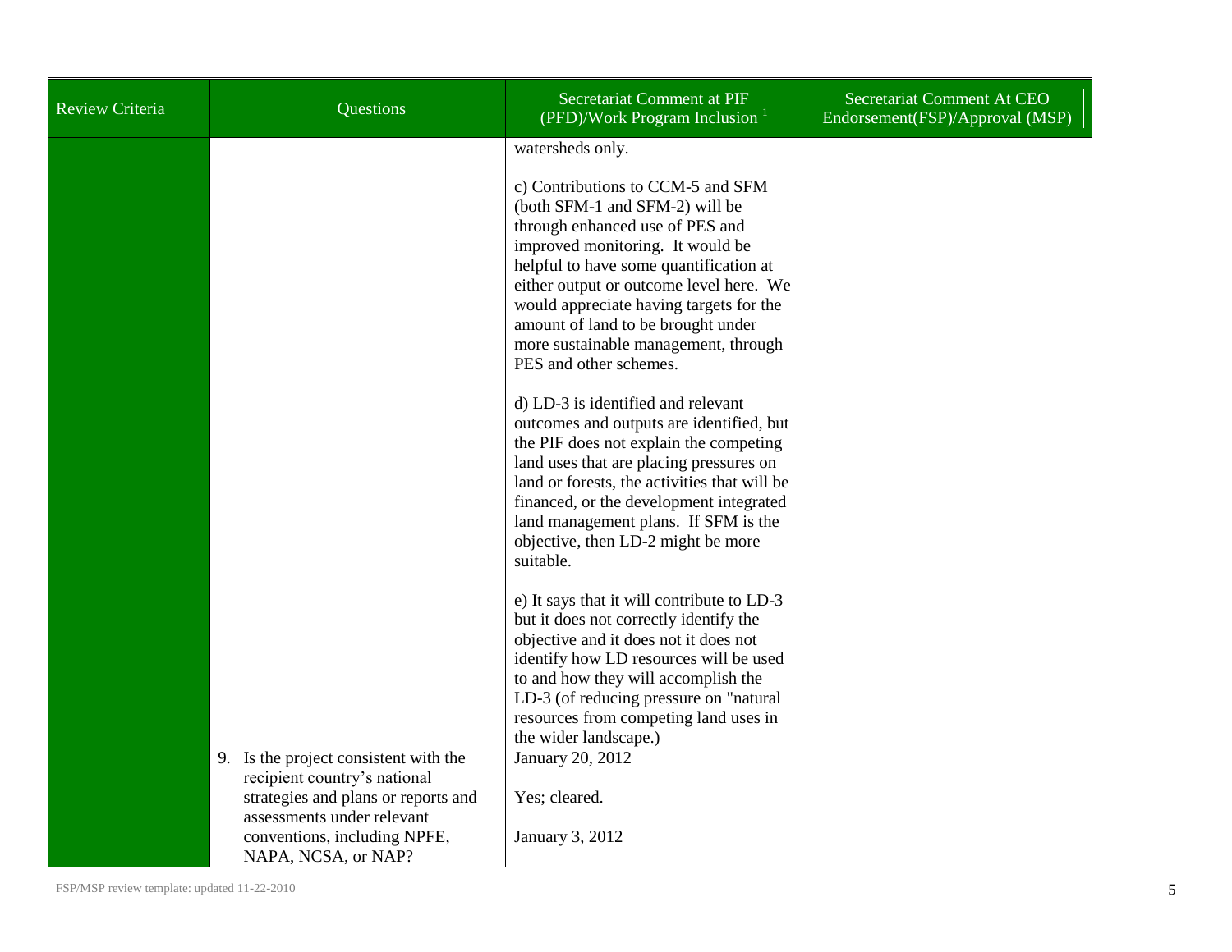| Review Criteria | Questions | Secretariat Comment at PIF (PFD)/Work Program Inclusion [1] | Secretariat Comment At CEO Endorsement(FSP)/Approval (MSP) |
|---|---|---|---|
| | | watersheds only.<br><br>c) Contributions to CCM-5 and SFM (both SFM-1 and SFM-2) will be through enhanced use of PES and improved monitoring. It would be helpful to have some quantification at either output or outcome level here. We would appreciate having targets for the amount of land to be brought under more sustainable management, through PES and other schemes.<br><br>d) LD-3 is identified and relevant outcomes and outputs are identified, but the PIF does not explain the competing land uses that are placing pressures on land or forests, the activities that will be financed, or the development integrated land management plans. If SFM is the objective, then LD-2 might be more suitable.<br><br>e) It says that it will contribute to LD-3 but it does not correctly identify the objective and it does not it does not identify how LD resources will be used to and how they will accomplish the LD-3 (of reducing pressure on "natural resources from competing land uses in the wider landscape.) | |
| | 9. Is the project consistent with the recipient country's national strategies and plans or reports and assessments under relevant conventions, including NPFE, NAPA, NCSA, or NAP? | January 20, 2012<br><br>Yes; cleared.<br><br>January 3, 2012 | |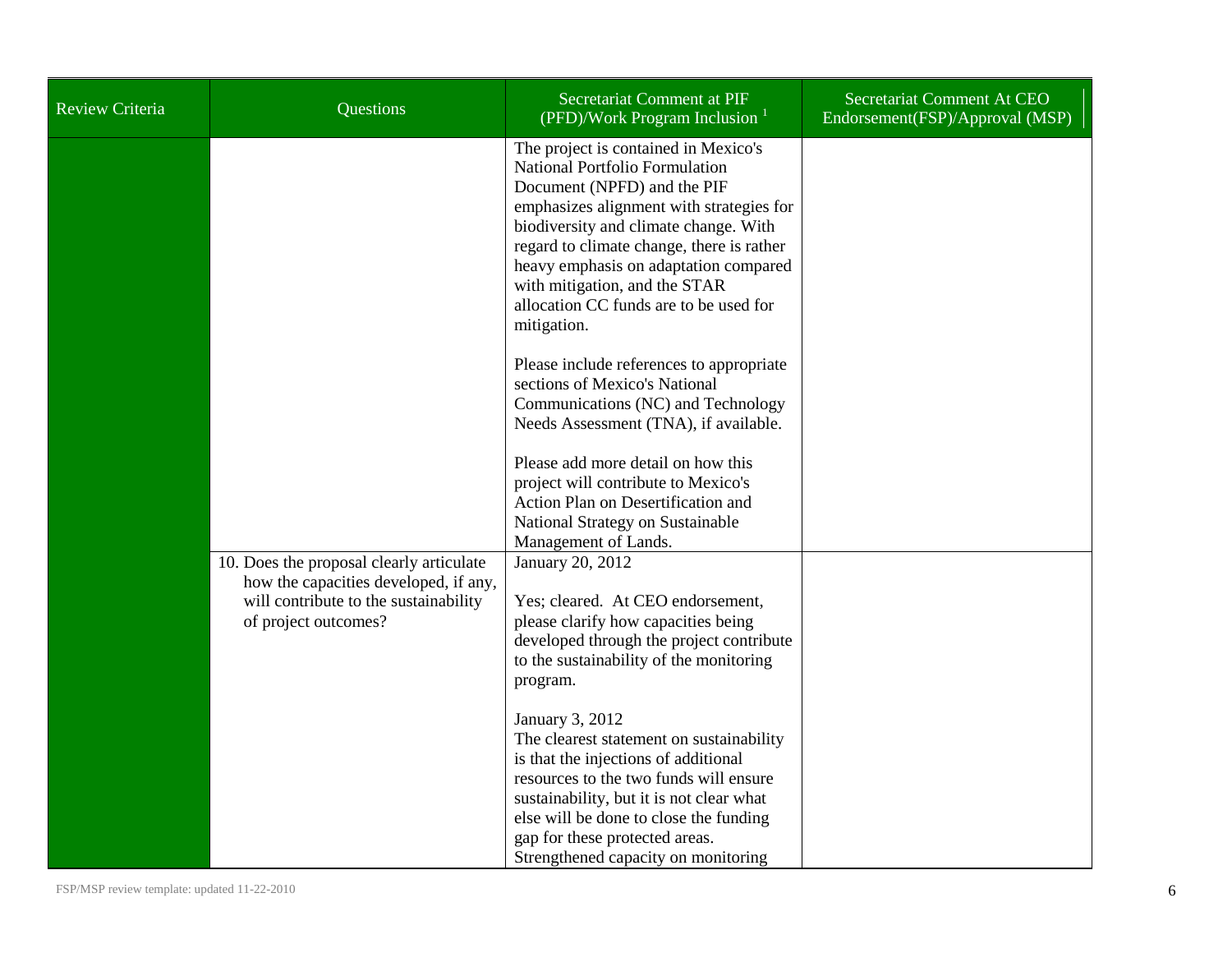| Review Criteria | Questions | Secretariat Comment at PIF (PFD)/Work Program Inclusion [1] | Secretariat Comment At CEO Endorsement(FSP)/Approval (MSP) |
|---|---|---|---|
| | | The project is contained in Mexico's National Portfolio Formulation Document (NPFD) and the PIF emphasizes alignment with strategies for biodiversity and climate change. With regard to climate change, there is rather heavy emphasis on adaptation compared with mitigation, and the STAR allocation CC funds are to be used for mitigation.<br><br>Please include references to appropriate sections of Mexico's National Communications (NC) and Technology Needs Assessment (TNA), if available.<br><br>Please add more detail on how this project will contribute to Mexico's Action Plan on Desertification and National Strategy on Sustainable Management of Lands. | |
| | 10. Does the proposal clearly articulate how the capacities developed, if any, will contribute to the sustainability of project outcomes? | January 20, 2012<br><br>Yes; cleared. At CEO endorsement, please clarify how capacities being developed through the project contribute to the sustainability of the monitoring program.<br><br>January 3, 2012<br>The clearest statement on sustainability is that the injections of additional resources to the two funds will ensure sustainability, but it is not clear what else will be done to close the funding gap for these protected areas. Strengthened capacity on monitoring | |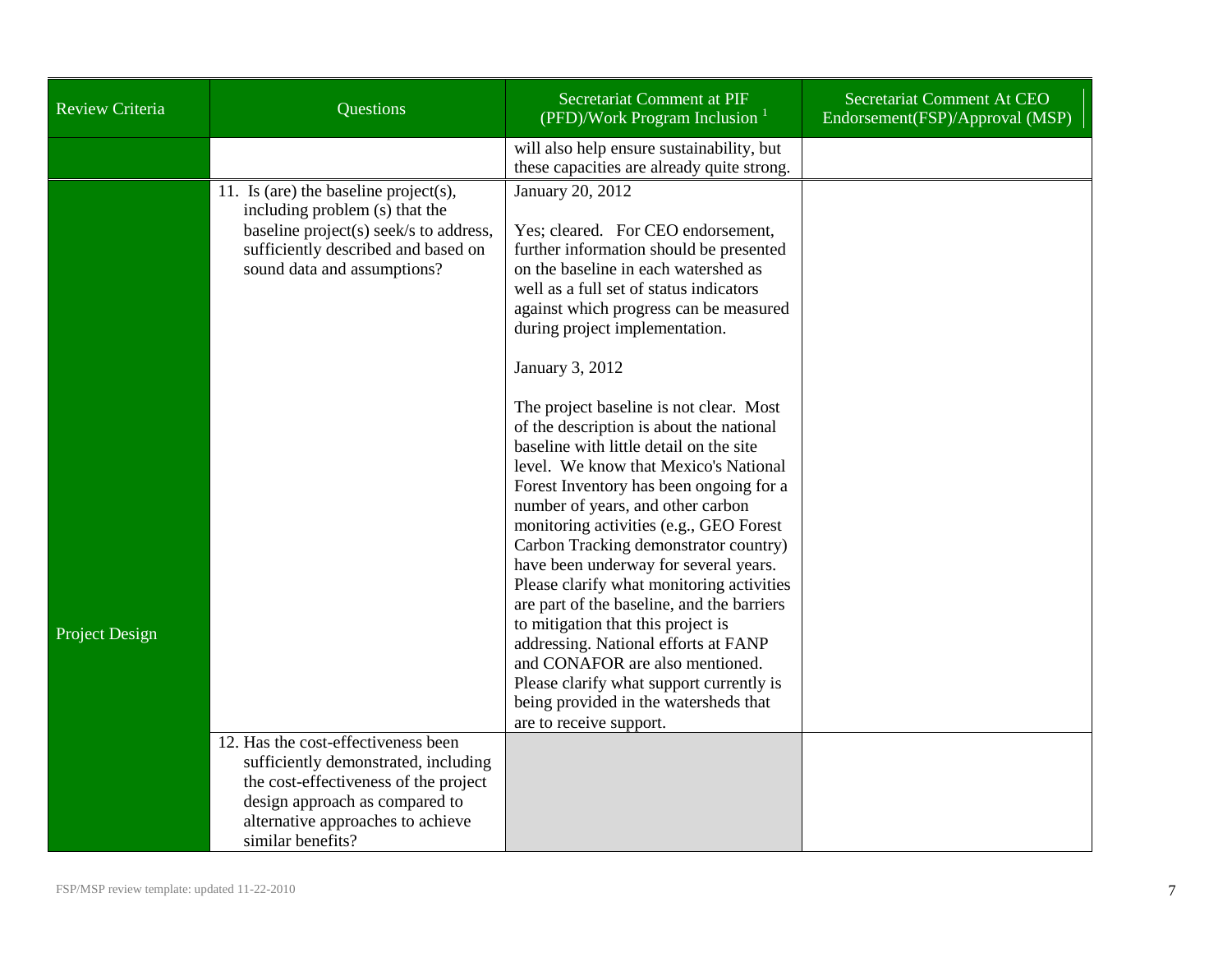| Review Criteria | Questions | Secretariat Comment at PIF (PFD)/Work Program Inclusion [1] | Secretariat Comment At CEO Endorsement(FSP)/Approval (MSP) |
|---|---|---|---|
| | | will also help ensure sustainability, but these capacities are already quite strong. | |
| Project Design | 11. Is (are) the baseline project(s), including problem (s) that the baseline project(s) seek/s to address, sufficiently described and based on sound data and assumptions? | January 20, 2012<br><br>Yes; cleared. For CEO endorsement, further information should be presented on the baseline in each watershed as well as a full set of status indicators against which progress can be measured during project implementation.<br><br>January 3, 2012<br><br>The project baseline is not clear. Most of the description is about the national baseline with little detail on the site level. We know that Mexico's National Forest Inventory has been ongoing for a number of years, and other carbon monitoring activities (e.g., GEO Forest Carbon Tracking demonstrator country) have been underway for several years. Please clarify what monitoring activities are part of the baseline, and the barriers to mitigation that this project is addressing. National efforts at FANP and CONAFOR are also mentioned. Please clarify what support currently is being provided in the watersheds that are to receive support. | |
| | 12. Has the cost-effectiveness been sufficiently demonstrated, including the cost-effectiveness of the project design approach as compared to alternative approaches to achieve similar benefits? | | |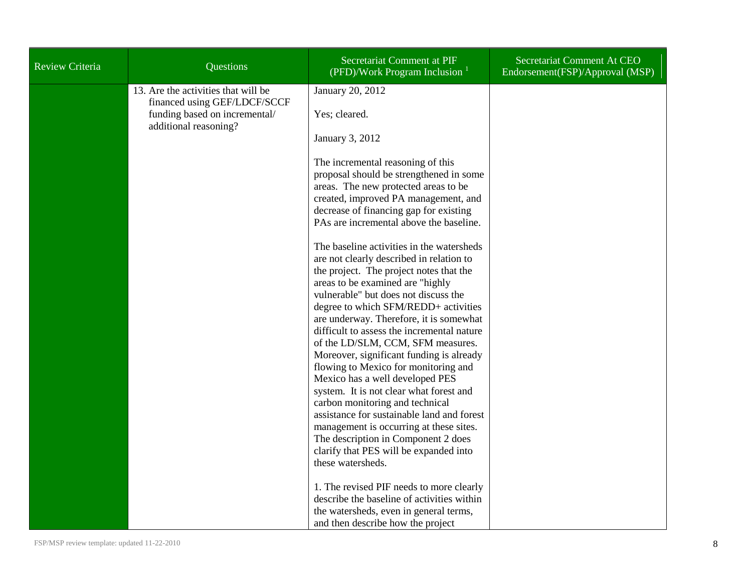| Review Criteria | Questions | Secretariat Comment at PIF (PFD)/Work Program Inclusion [1] | Secretariat Comment At CEO Endorsement(FSP)/Approval (MSP) |
|---|---|---|---|
| | 13. Are the activities that will be financed using GEF/LDCF/SCCF funding based on incremental/ additional reasoning? | January 20, 2012<br><br>Yes; cleared.<br><br>January 3, 2012<br><br>The incremental reasoning of this proposal should be strengthened in some areas. The new protected areas to be created, improved PA management, and decrease of financing gap for existing PAs are incremental above the baseline.<br><br>The baseline activities in the watersheds are not clearly described in relation to the project. The project notes that the areas to be examined are "highly vulnerable" but does not discuss the degree to which SFM/REDD+ activities are underway. Therefore, it is somewhat difficult to assess the incremental nature of the LD/SLM, CCM, SFM measures. Moreover, significant funding is already flowing to Mexico for monitoring and Mexico has a well developed PES system. It is not clear what forest and carbon monitoring and technical assistance for sustainable land and forest management is occurring at these sites. The description in Component 2 does clarify that PES will be expanded into these watersheds.<br><br>1. The revised PIF needs to more clearly describe the baseline of activities within the watersheds, even in general terms, and then describe how the project | |

FSP/MSP review template: updated 11-22-2010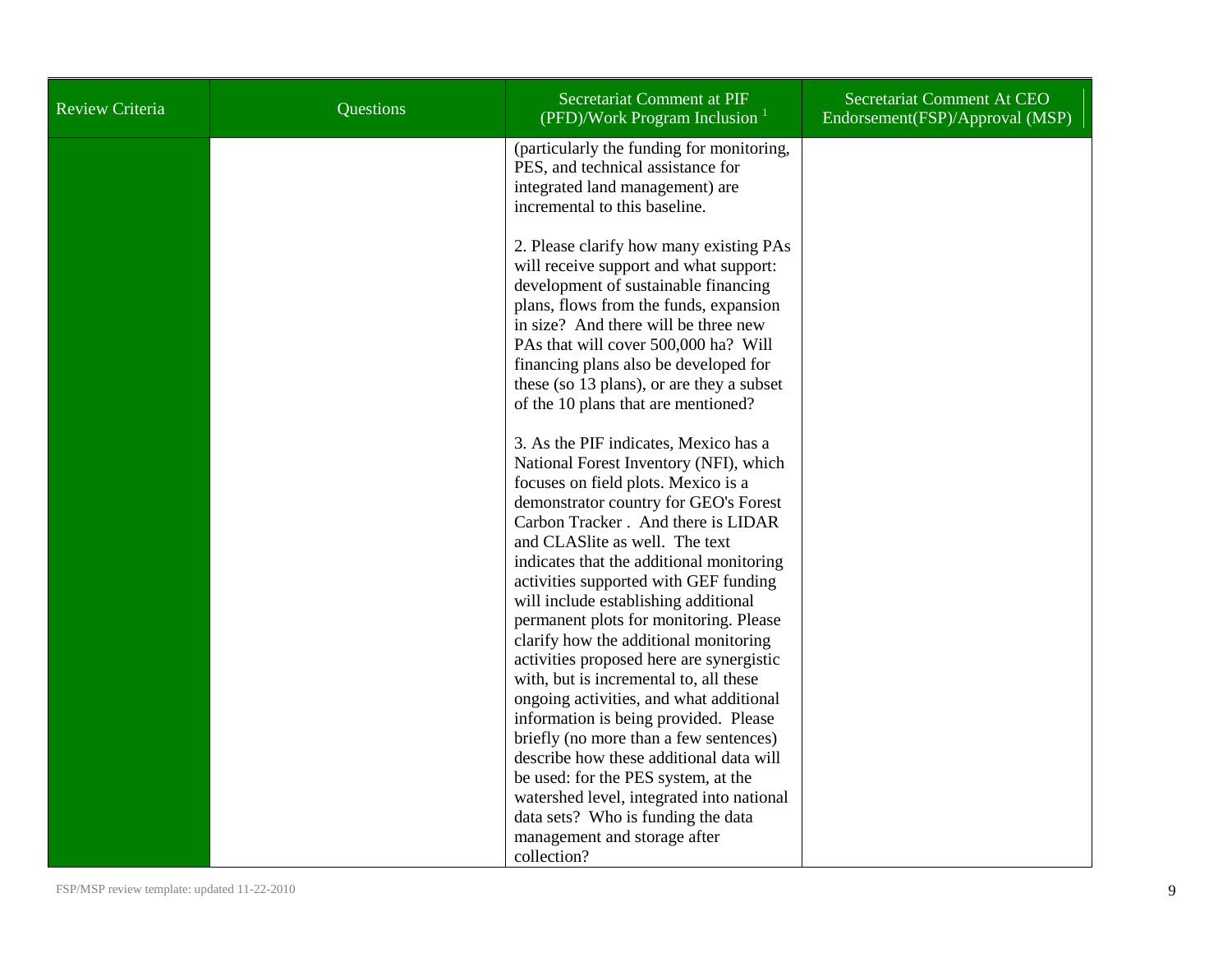| Review Criteria | Questions | Secretariat Comment at PIF (PFD)/Work Program Inclusion [1] | Secretariat Comment At CEO Endorsement(FSP)/Approval (MSP) |
|---|---|---|---|
| | | (particularly the funding for monitoring, PES, and technical assistance for integrated land management) are incremental to this baseline.<br><br>2. Please clarify how many existing PAs will receive support and what support: development of sustainable financing plans, flows from the funds, expansion in size? And there will be three new PAs that will cover 500,000 ha? Will financing plans also be developed for these (so 13 plans), or are they a subset of the 10 plans that are mentioned?<br><br>3. As the PIF indicates, Mexico has a National Forest Inventory (NFI), which focuses on field plots. Mexico is a demonstrator country for GEO's Forest Carbon Tracker . And there is LIDAR and CLASlite as well. The text indicates that the additional monitoring activities supported with GEF funding will include establishing additional permanent plots for monitoring. Please clarify how the additional monitoring activities proposed here are synergistic with, but is incremental to, all these ongoing activities, and what additional information is being provided. Please briefly (no more than a few sentences) describe how these additional data will be used: for the PES system, at the watershed level, integrated into national data sets? Who is funding the data management and storage after collection? | |

FSP/MSP review template: updated 11-22-2010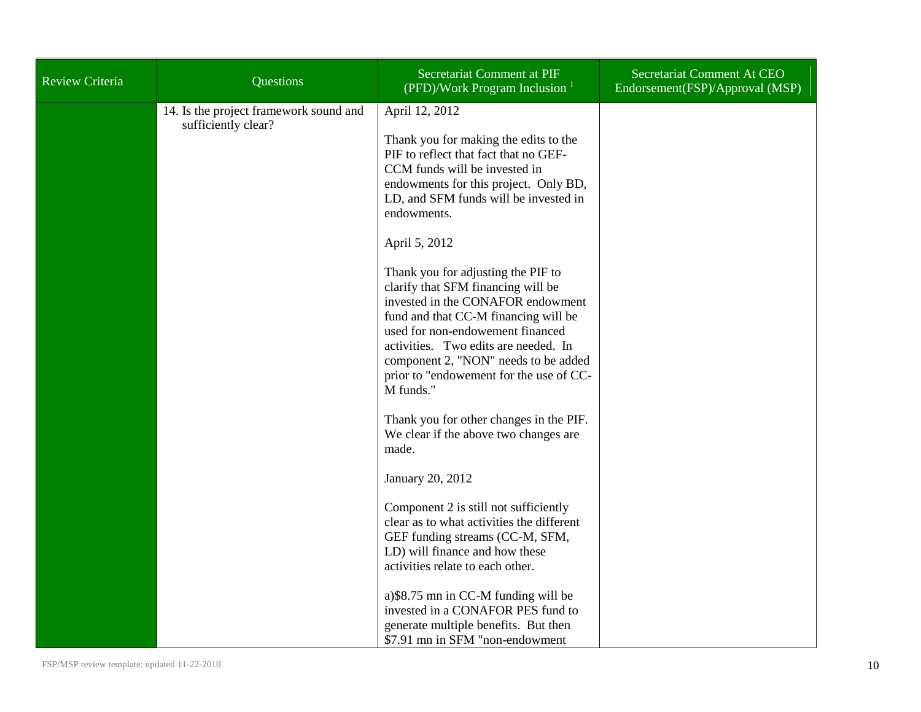| Review Criteria | Questions | Secretariat Comment at PIF (PFD)/Work Program Inclusion [1] | Secretariat Comment At CEO Endorsement(FSP)/Approval (MSP) |
|---|---|---|---|
| | 14. Is the project framework sound and sufficiently clear? | April 12, 2012<br><br>Thank you for making the edits to the PIF to reflect that fact that no GEF-CCM funds will be invested in endowments for this project. Only BD, LD, and SFM funds will be invested in endowments.<br><br>April 5, 2012<br><br>Thank you for adjusting the PIF to clarify that SFM financing will be invested in the CONAFOR endowment fund and that CC-M financing will be used for non-endowement financed activities. Two edits are needed. In component 2, "NON" needs to be added prior to "endowement for the use of CC-M funds."<br><br>Thank you for other changes in the PIF. We clear if the above two changes are made.<br><br>January 20, 2012<br><br>Component 2 is still not sufficiently clear as to what activities the different GEF funding streams (CC-M, SFM, LD) will finance and how these activities relate to each other.<br><br>a)$8.75 mn in CC-M funding will be invested in a CONAFOR PES fund to generate multiple benefits. But then $7.91 mn in SFM "non-endowment | |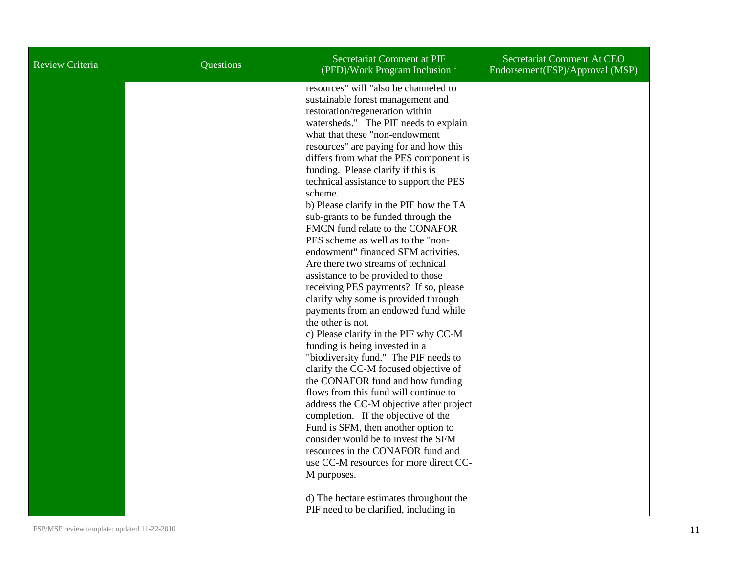| Review Criteria | Questions | Secretariat Comment at PIF (PFD)/Work Program Inclusion [1] | Secretariat Comment At CEO Endorsement(FSP)/Approval (MSP) |
| --- | --- | --- | --- |
| | | resources" will "also be channeled to sustainable forest management and restoration/regeneration within watersheds." The PIF needs to explain what that these "non-endowment resources" are paying for and how this differs from what the PES component is funding. Please clarify if this is technical assistance to support the PES scheme.<br>b) Please clarify in the PIF how the TA sub-grants to be funded through the FMCN fund relate to the CONAFOR PES scheme as well as to the "non-endowment" financed SFM activities. Are there two streams of technical assistance to be provided to those receiving PES payments? If so, please clarify why some is provided through payments from an endowed fund while the other is not.<br>c) Please clarify in the PIF why CC-M funding is being invested in a "biodiversity fund." The PIF needs to clarify the CC-M focused objective of the CONAFOR fund and how funding flows from this fund will continue to address the CC-M objective after project completion. If the objective of the Fund is SFM, then another option to consider would be to invest the SFM resources in the CONAFOR fund and use CC-M resources for more direct CC-M purposes.<br><br>d) The hectare estimates throughout the PIF need to be clarified, including in | |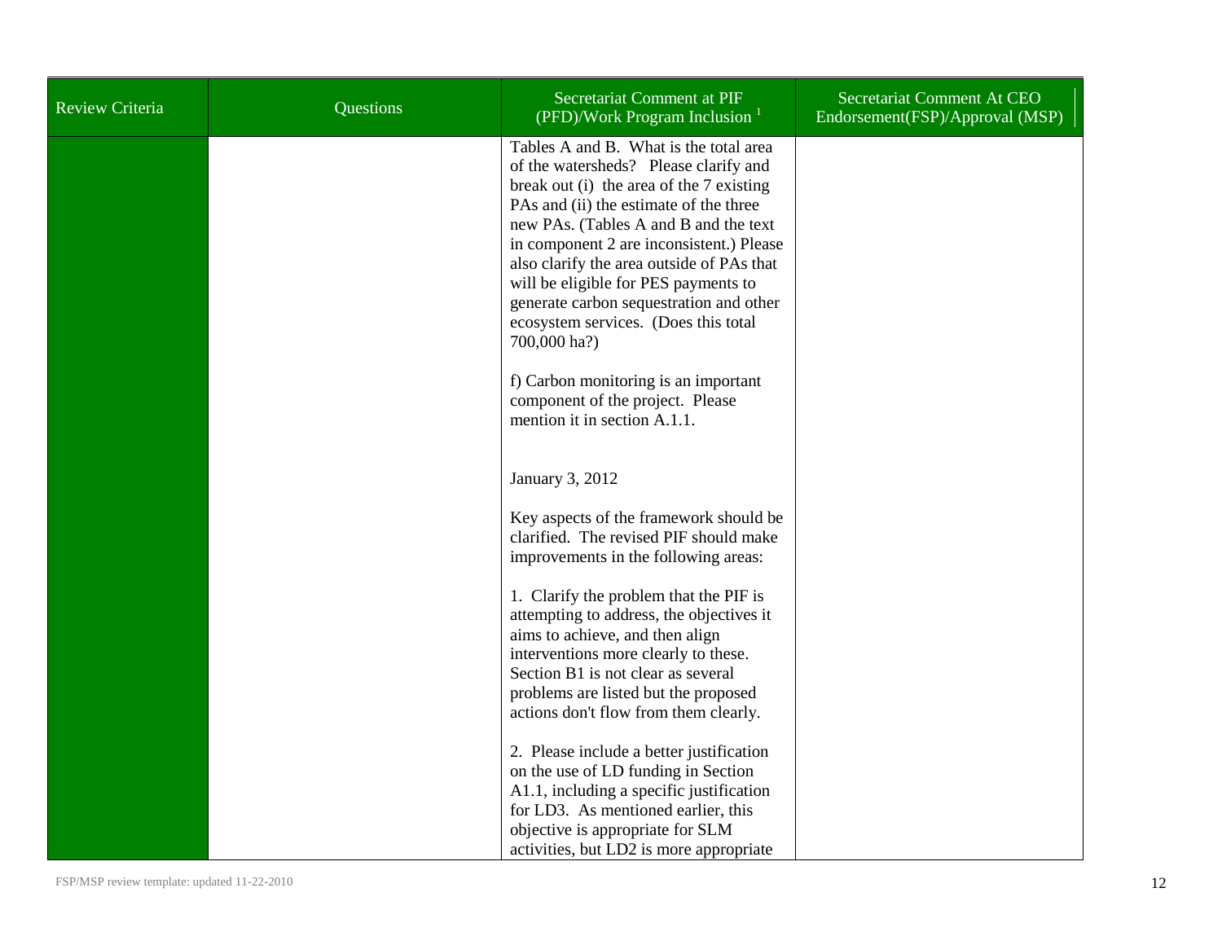| Review Criteria | Questions | Secretariat Comment at PIF (PFD)/Work Program Inclusion [1] | Secretariat Comment At CEO Endorsement(FSP)/Approval (MSP) |
| --- | --- | --- | --- |
| | | Tables A and B. What is the total area of the watersheds? Please clarify and break out (i) the area of the 7 existing PAs and (ii) the estimate of the three new PAs. (Tables A and B and the text in component 2 are inconsistent.) Please also clarify the area outside of PAs that will be eligible for PES payments to generate carbon sequestration and other ecosystem services. (Does this total 700,000 ha?)<br><br>f) Carbon monitoring is an important component of the project. Please mention it in section A.1.1.<br><br>January 3, 2012<br><br>Key aspects of the framework should be clarified. The revised PIF should make improvements in the following areas:<br><br>1. Clarify the problem that the PIF is attempting to address, the objectives it aims to achieve, and then align interventions more clearly to these. Section B1 is not clear as several problems are listed but the proposed actions don't flow from them clearly.<br><br>2. Please include a better justification on the use of LD funding in Section A1.1, including a specific justification for LD3. As mentioned earlier, this objective is appropriate for SLM activities, but LD2 is more appropriate | |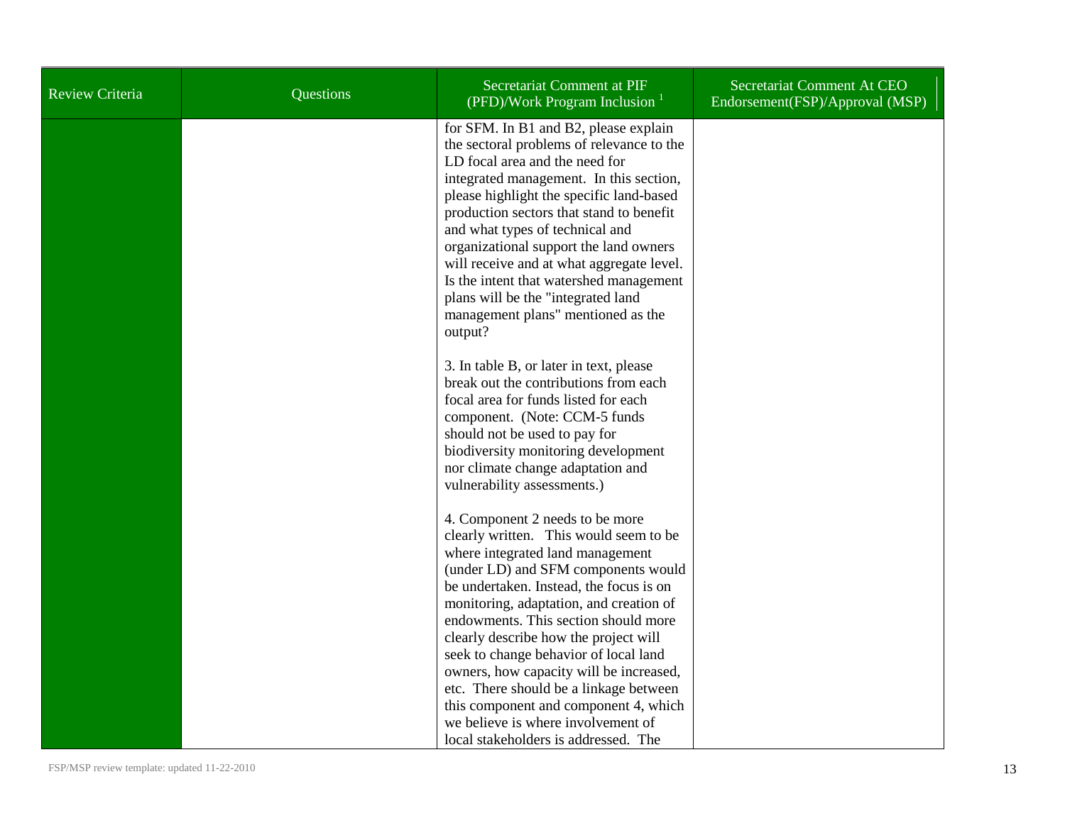| Review Criteria | Questions | Secretariat Comment at PIF (PFD)/Work Program Inclusion [1] | Secretariat Comment At CEO Endorsement(FSP)/Approval (MSP) |
|---|---|---|---|
| | | for SFM. In B1 and B2, please explain the sectoral problems of relevance to the LD focal area and the need for integrated management. In this section, please highlight the specific land-based production sectors that stand to benefit and what types of technical and organizational support the land owners will receive and at what aggregate level. Is the intent that watershed management plans will be the "integrated land management plans" mentioned as the output?<br><br>3. In table B, or later in text, please break out the contributions from each focal area for funds listed for each component. (Note: CCM-5 funds should not be used to pay for biodiversity monitoring development nor climate change adaptation and vulnerability assessments.)<br><br>4. Component 2 needs to be more clearly written. This would seem to be where integrated land management (under LD) and SFM components would be undertaken. Instead, the focus is on monitoring, adaptation, and creation of endowments. This section should more clearly describe how the project will seek to change behavior of local land owners, how capacity will be increased, etc. There should be a linkage between this component and component 4, which we believe is where involvement of local stakeholders is addressed. The | |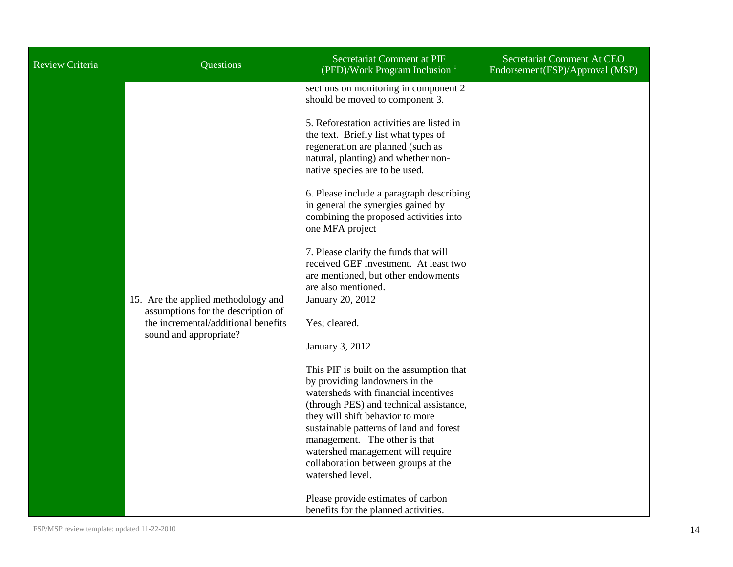| Review Criteria | Questions | Secretariat Comment at PIF (PFD)/Work Program Inclusion [1] | Secretariat Comment At CEO Endorsement(FSP)/Approval (MSP) |
|---|---|---|---|
| | | sections on monitoring in component 2 should be moved to component 3.<br><br>5. Reforestation activities are listed in the text. Briefly list what types of regeneration are planned (such as natural, planting) and whether non-native species are to be used.<br><br>6. Please include a paragraph describing in general the synergies gained by combining the proposed activities into one MFA project<br><br>7. Please clarify the funds that will received GEF investment. At least two are mentioned, but other endowments are also mentioned. | |
| | 15. Are the applied methodology and assumptions for the description of the incremental/additional benefits sound and appropriate? | January 20, 2012<br><br>Yes; cleared.<br><br>January 3, 2012<br><br>This PIF is built on the assumption that by providing landowners in the watersheds with financial incentives (through PES) and technical assistance, they will shift behavior to more sustainable patterns of land and forest management. The other is that watershed management will require collaboration between groups at the watershed level.<br><br>Please provide estimates of carbon benefits for the planned activities. | |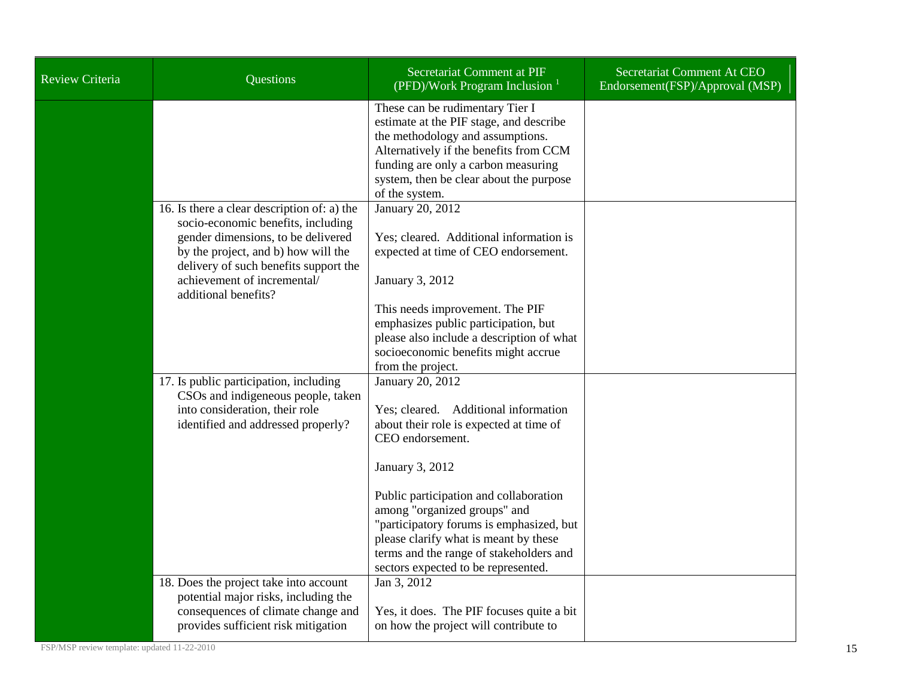| Review Criteria | Questions | Secretariat Comment at PIF (PFD)/Work Program Inclusion [1] | Secretariat Comment At CEO Endorsement(FSP)/Approval (MSP) |
|---|---|---|---|
| | | These can be rudimentary Tier I estimate at the PIF stage, and describe the methodology and assumptions. Alternatively if the benefits from CCM funding are only a carbon measuring system, then be clear about the purpose of the system. | |
| | 16. Is there a clear description of: a) the socio-economic benefits, including gender dimensions, to be delivered by the project, and b) how will the delivery of such benefits support the achievement of incremental/ additional benefits? | January 20, 2012<br><br>Yes; cleared. Additional information is expected at time of CEO endorsement.<br><br>January 3, 2012<br><br>This needs improvement. The PIF emphasizes public participation, but please also include a description of what socioeconomic benefits might accrue from the project. | |
| | 17. Is public participation, including CSOs and indigeneous people, taken into consideration, their role identified and addressed properly? | January 20, 2012<br><br>Yes; cleared. Additional information about their role is expected at time of CEO endorsement.<br><br>January 3, 2012<br><br>Public participation and collaboration among "organized groups" and "participatory forums is emphasized, but please clarify what is meant by these terms and the range of stakeholders and sectors expected to be represented. | |
| | 18. Does the project take into account potential major risks, including the consequences of climate change and provides sufficient risk mitigation | Jan 3, 2012<br><br>Yes, it does. The PIF focuses quite a bit on how the project will contribute to | |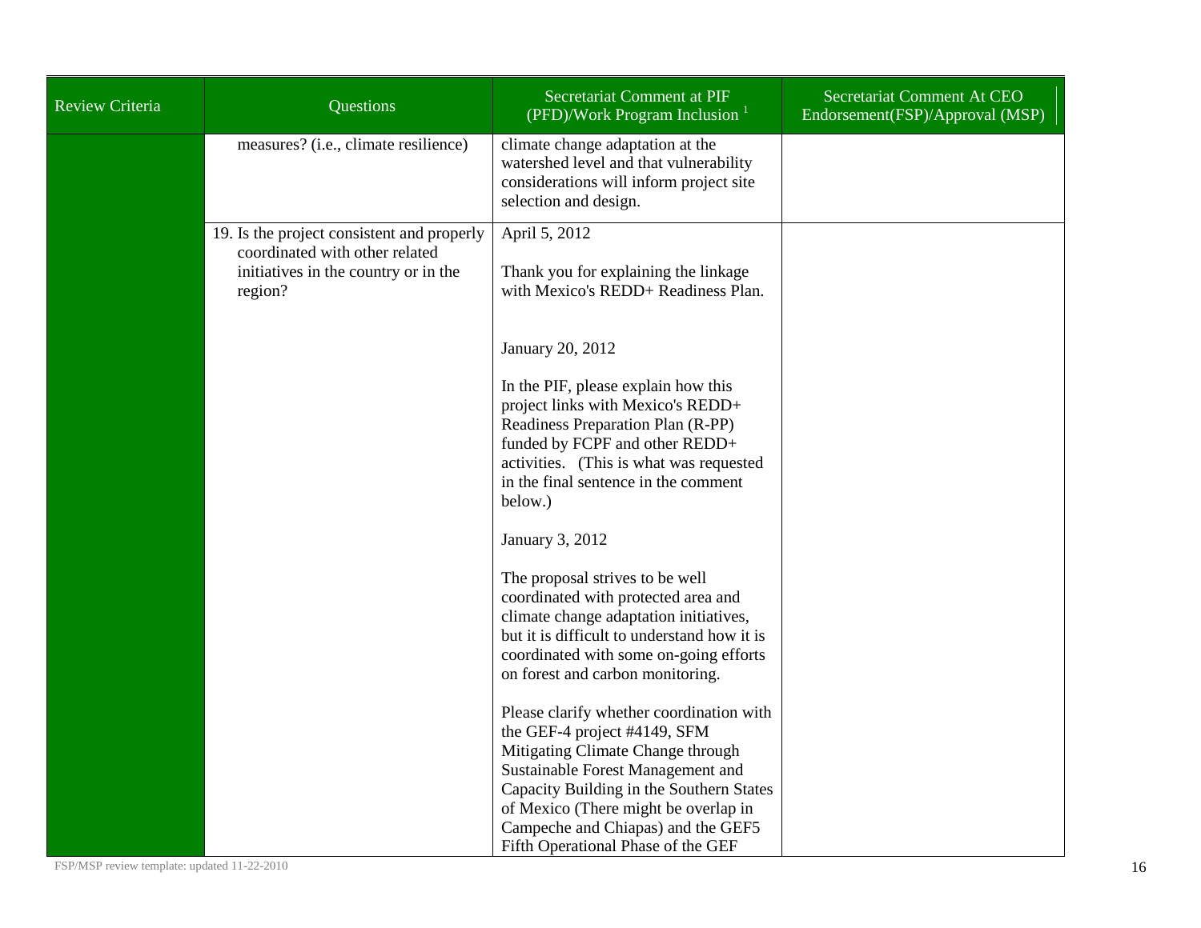| Review Criteria | Questions | Secretariat Comment at PIF (PFD)/Work Program Inclusion [1] | Secretariat Comment At CEO Endorsement(FSP)/Approval (MSP) |
|---|---|---|---|
| | measures? (i.e., climate resilience) | climate change adaptation at the watershed level and that vulnerability considerations will inform project site selection and design. | |
| | 19. Is the project consistent and properly coordinated with other related initiatives in the country or in the region? | April 5, 2012<br><br>Thank you for explaining the linkage with Mexico's REDD+ Readiness Plan.<br><br>January 20, 2012<br><br>In the PIF, please explain how this project links with Mexico's REDD+ Readiness Preparation Plan (R-PP) funded by FCPF and other REDD+ activities. (This is what was requested in the final sentence in the comment below.)<br><br>January 3, 2012<br><br>The proposal strives to be well coordinated with protected area and climate change adaptation initiatives, but it is difficult to understand how it is coordinated with some on-going efforts on forest and carbon monitoring.<br><br>Please clarify whether coordination with the GEF-4 project #4149, SFM Mitigating Climate Change through Sustainable Forest Management and Capacity Building in the Southern States of Mexico (There might be overlap in Campeche and Chiapas) and the GEF5 Fifth Operational Phase of the GEF | |

FSP/MSP review template: updated 11-22-2010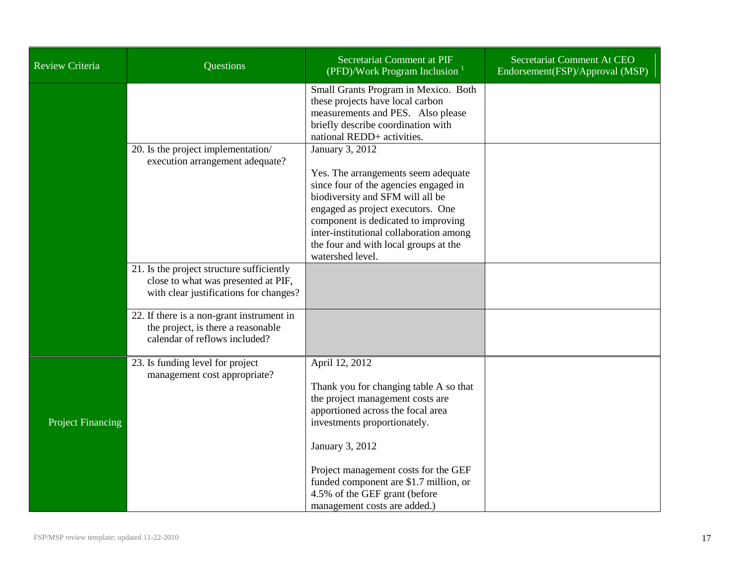| Review Criteria | Questions | Secretariat Comment at PIF (PFD)/Work Program Inclusion [1] | Secretariat Comment At CEO Endorsement(FSP)/Approval (MSP) |
|---|---|---|---|
| | | Small Grants Program in Mexico. Both these projects have local carbon measurements and PES. Also please briefly describe coordination with national REDD+ activities. | |
| | 20. Is the project implementation/ execution arrangement adequate? | January 3, 2012<br><br>Yes. The arrangements seem adequate since four of the agencies engaged in biodiversity and SFM will all be engaged as project executors. One component is dedicated to improving inter-institutional collaboration among the four and with local groups at the watershed level. | |
| | 21. Is the project structure sufficiently close to what was presented at PIF, with clear justifications for changes? | | |
| | 22. If there is a non-grant instrument in the project, is there a reasonable calendar of reflows included? | | |
| Project Financing | 23. Is funding level for project management cost appropriate? | April 12, 2012<br><br>Thank you for changing table A so that the project management costs are apportioned across the focal area investments proportionately.<br><br>January 3, 2012<br><br>Project management costs for the GEF funded component are $1.7 million, or 4.5% of the GEF grant (before management costs are added.) | |

FSP/MSP review template: updated 11-22-2010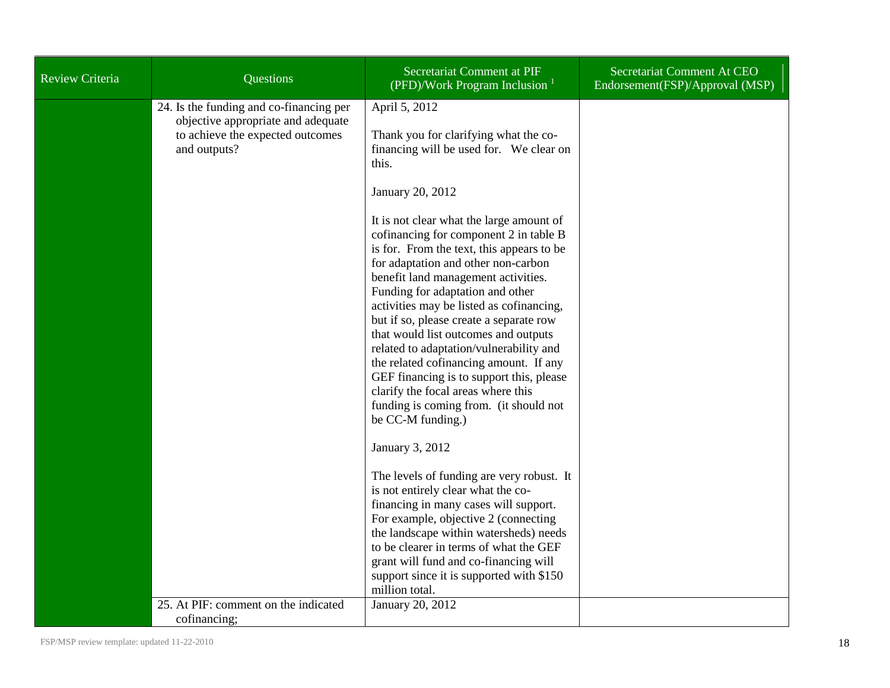| Review Criteria | Questions | Secretariat Comment at PIF (PFD)/Work Program Inclusion [1] | Secretariat Comment At CEO Endorsement(FSP)/Approval (MSP) |
|---|---|---|---|
| | 24. Is the funding and co-financing per objective appropriate and adequate to achieve the expected outcomes and outputs? | April 5, 2012<br><br>Thank you for clarifying what the co-financing will be used for. We clear on this.<br><br>January 20, 2012<br><br>It is not clear what the large amount of cofinancing for component 2 in table B is for. From the text, this appears to be for adaptation and other non-carbon benefit land management activities. Funding for adaptation and other activities may be listed as cofinancing, but if so, please create a separate row that would list outcomes and outputs related to adaptation/vulnerability and the related cofinancing amount. If any GEF financing is to support this, please clarify the focal areas where this funding is coming from. (it should not be CC-M funding.)<br><br>January 3, 2012<br><br>The levels of funding are very robust. It is not entirely clear what the co-financing in many cases will support. For example, objective 2 (connecting the landscape within watersheds) needs to be clearer in terms of what the GEF grant will fund and co-financing will support since it is supported with $150 million total. | |
| | 25. At PIF: comment on the indicated cofinancing; | January 20, 2012 | |

FSP/MSP review template: updated 11-22-2010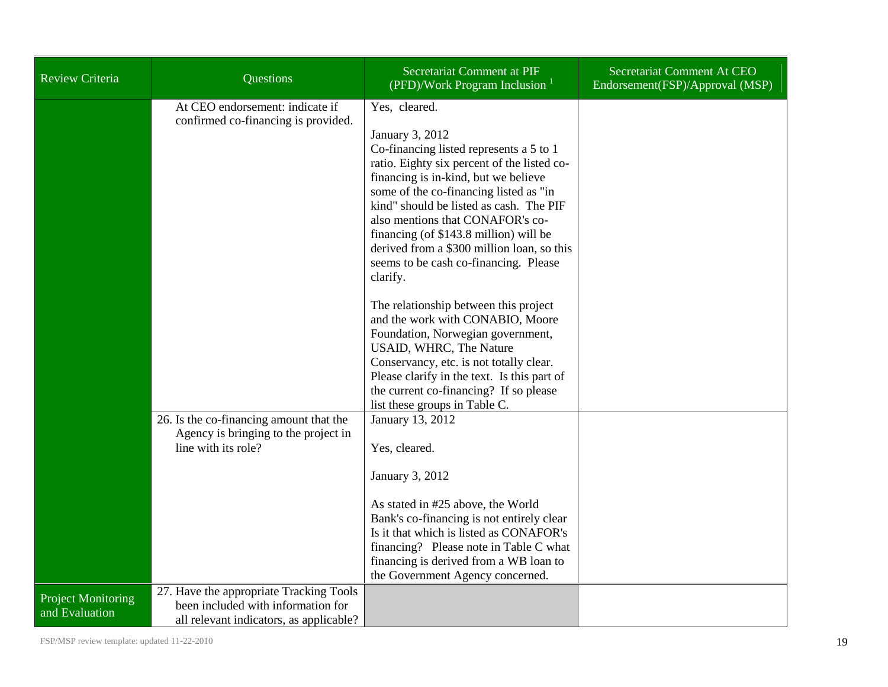| Review Criteria | Questions | Secretariat Comment at PIF (PFD)/Work Program Inclusion [1] | Secretariat Comment At CEO Endorsement(FSP)/Approval (MSP) |
|---|---|---|---|
| | At CEO endorsement: indicate if confirmed co-financing is provided. | Yes, cleared.<br><br>January 3, 2012<br>Co-financing listed represents a 5 to 1 ratio. Eighty six percent of the listed co-financing is in-kind, but we believe some of the co-financing listed as "in kind" should be listed as cash. The PIF also mentions that CONAFOR's co-financing (of $143.8 million) will be derived from a $300 million loan, so this seems to be cash co-financing. Please clarify.<br><br>The relationship between this project and the work with CONABIO, Moore Foundation, Norwegian government, USAID, WHRC, The Nature Conservancy, etc. is not totally clear. Please clarify in the text. Is this part of the current co-financing? If so please list these groups in Table C. | |
| | 26. Is the co-financing amount that the Agency is bringing to the project in line with its role? | January 13, 2012<br><br>Yes, cleared.<br><br>January 3, 2012<br><br>As stated in #25 above, the World Bank's co-financing is not entirely clear Is it that which is listed as CONAFOR's financing? Please note in Table C what financing is derived from a WB loan to the Government Agency concerned. | |
| Project Monitoring and Evaluation | 27. Have the appropriate Tracking Tools been included with information for all relevant indicators, as applicable? | | |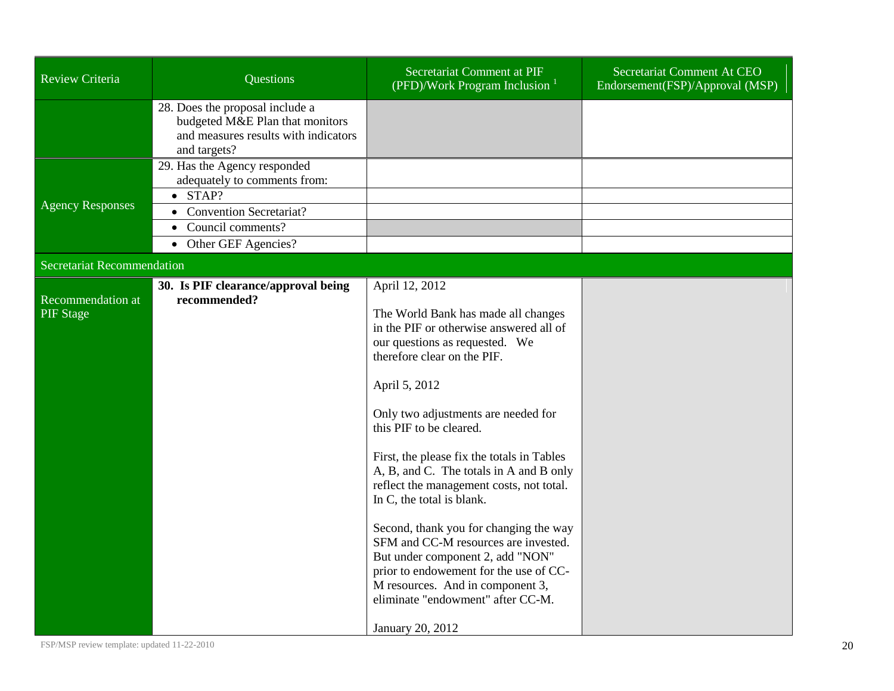| Review Criteria | Questions | Secretariat Comment at PIF (PFD)/Work Program Inclusion [1] | Secretariat Comment At CEO Endorsement(FSP)/Approval (MSP) |
|---|---|---|---|
| | 28. Does the proposal include a budgeted M&E Plan that monitors and measures results with indicators and targets? | | |
| Agency Responses | 29. Has the Agency responded adequately to comments from: | | |
| | • STAP? | | |
| | • Convention Secretariat? | | |
| | • Council comments? | | |
| | • Other GEF Agencies? | | |
| **Secretariat Recommendation** | | | |
| Recommendation at PIF Stage | **30. Is PIF clearance/approval being recommended?** | April 12, 2012<br><br>The World Bank has made all changes in the PIF or otherwise answered all of our questions as requested. We therefore clear on the PIF.<br><br>April 5, 2012<br><br>Only two adjustments are needed for this PIF to be cleared.<br><br>First, the please fix the totals in Tables A, B, and C. The totals in A and B only reflect the management costs, not total. In C, the total is blank.<br><br>Second, thank you for changing the way SFM and CC-M resources are invested. But under component 2, add "NON" prior to endowement for the use of CC-M resources. And in component 3, eliminate "endowment" after CC-M.<br><br>January 20, 2012 | |

FSP/MSP review template: updated 11-22-2010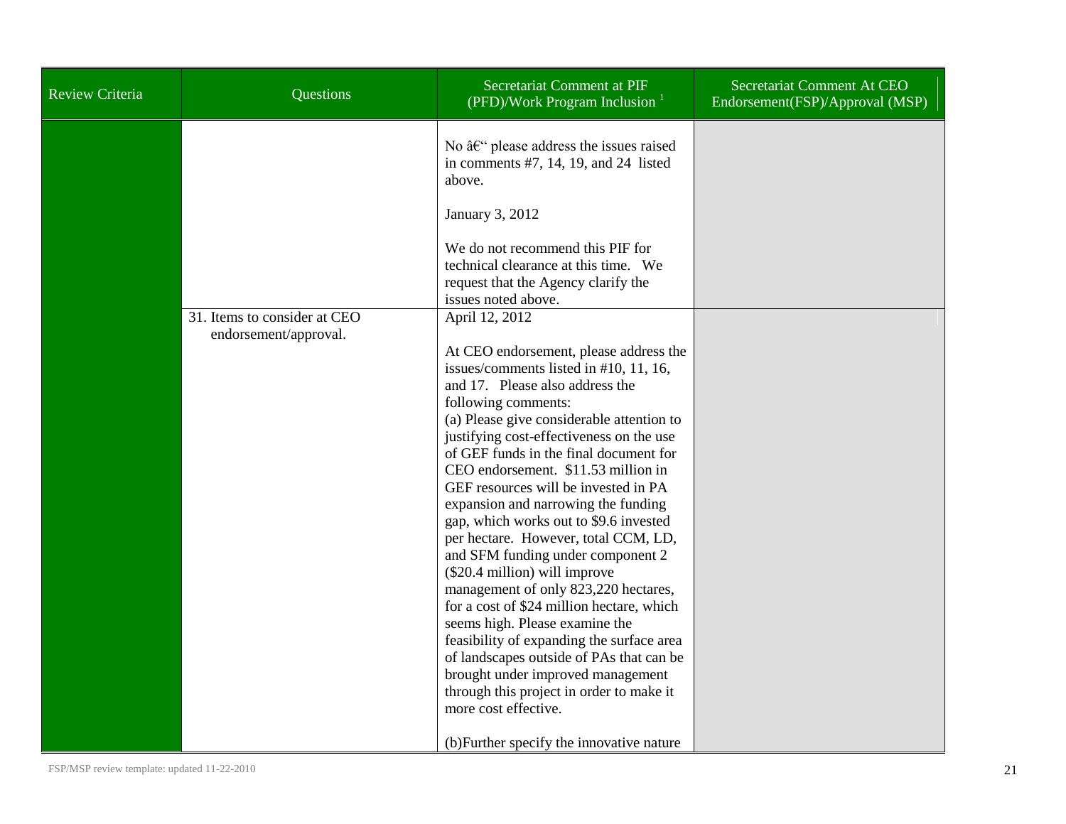| Review Criteria | Questions | Secretariat Comment at PIF (PFD)/Work Program Inclusion [1] | Secretariat Comment At CEO Endorsement(FSP)/Approval (MSP) |
|---|---|---|---|
| | | No â€“ please address the issues raised in comments #7, 14, 19, and 24 listed above.<br><br>January 3, 2012<br><br>We do not recommend this PIF for technical clearance at this time. We request that the Agency clarify the issues noted above. | |
| | 31. Items to consider at CEO endorsement/approval. | April 12, 2012<br><br>At CEO endorsement, please address the issues/comments listed in #10, 11, 16, and 17. Please also address the following comments:<br>(a) Please give considerable attention to justifying cost-effectiveness on the use of GEF funds in the final document for CEO endorsement. $11.53 million in GEF resources will be invested in PA expansion and narrowing the funding gap, which works out to $9.6 invested per hectare. However, total CCM, LD, and SFM funding under component 2 ($20.4 million) will improve management of only 823,220 hectares, for a cost of $24 million hectare, which seems high. Please examine the feasibility of expanding the surface area of landscapes outside of PAs that can be brought under improved management through this project in order to make it more cost effective.<br><br>(b)Further specify the innovative nature | |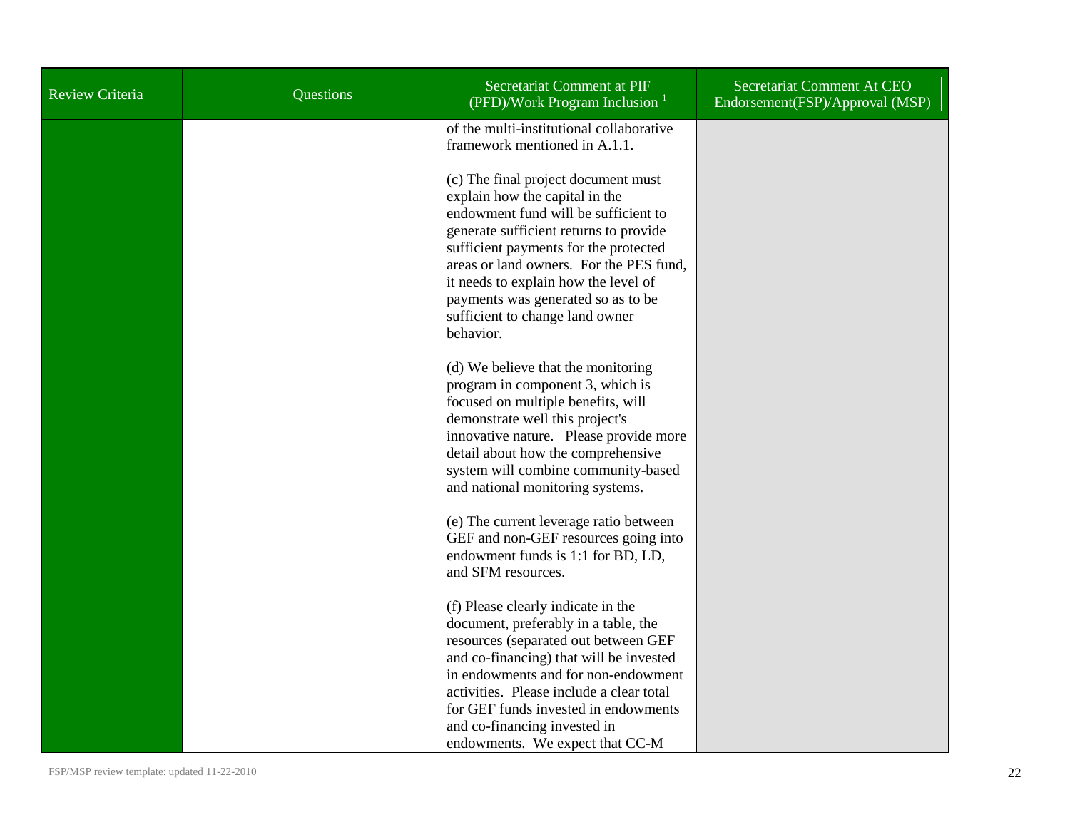| Review Criteria | Questions | Secretariat Comment at PIF (PFD)/Work Program Inclusion [1] | Secretariat Comment At CEO Endorsement(FSP)/Approval (MSP) |
|---|---|---|---|
| | | of the multi-institutional collaborative framework mentioned in A.1.1.<br><br>(c) The final project document must explain how the capital in the endowment fund will be sufficient to generate sufficient returns to provide sufficient payments for the protected areas or land owners. For the PES fund, it needs to explain how the level of payments was generated so as to be sufficient to change land owner behavior.<br><br>(d) We believe that the monitoring program in component 3, which is focused on multiple benefits, will demonstrate well this project's innovative nature. Please provide more detail about how the comprehensive system will combine community-based and national monitoring systems.<br><br>(e) The current leverage ratio between GEF and non-GEF resources going into endowment funds is 1:1 for BD, LD, and SFM resources.<br><br>(f) Please clearly indicate in the document, preferably in a table, the resources (separated out between GEF and co-financing) that will be invested in endowments and for non-endowment activities. Please include a clear total for GEF funds invested in endowments and co-financing invested in endowments. We expect that CC-M | |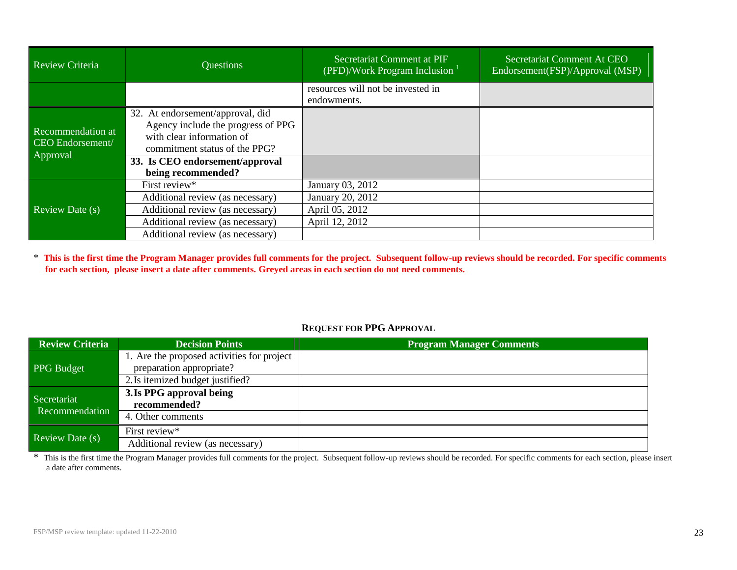| Review Criteria | Questions | Secretariat Comment at PIF (PFD)/Work Program Inclusion [1] | Secretariat Comment At CEO Endorsement(FSP)/Approval (MSP) |
|---|---|---|---|
| | | resources will not be invested in endowments. | |
| Recommendation at CEO Endorsement/ Approval | 32. At endorsement/approval, did Agency include the progress of PPG with clear information of commitment status of the PPG? | | |
| | **33. Is CEO endorsement/approval being recommended?** | | |
| Review Date (s) | First review* | January 03, 2012 | |
| | Additional review (as necessary) | January 20, 2012 | |
| | Additional review (as necessary) | April 05, 2012 | |
| | Additional review (as necessary) | April 12, 2012 | |
| | Additional review (as necessary) | | |

\* **This is the first time the Program Manager provides full comments for the project. Subsequent follow-up reviews should be recorded. For specific comments for each section, please insert a date after comments. Greyed areas in each section do not need comments.**

### REQUEST FOR PPG APPROVAL

| Review Criteria | Decision Points | Program Manager Comments |
|---|---|---|
| PPG Budget | 1. Are the proposed activities for project preparation appropriate? | |
| | 2. Is itemized budget justified? | |
| Secretariat Recommendation | **3. Is PPG approval being recommended?** | |
| | 4. Other comments | |
| Review Date (s) | First review* | |
| | Additional review (as necessary) | |

\* This is the first time the Program Manager provides full comments for the project. Subsequent follow-up reviews should be recorded. For specific comments for each section, please insert a date after comments.

FSP/MSP review template: updated 11-22-2010